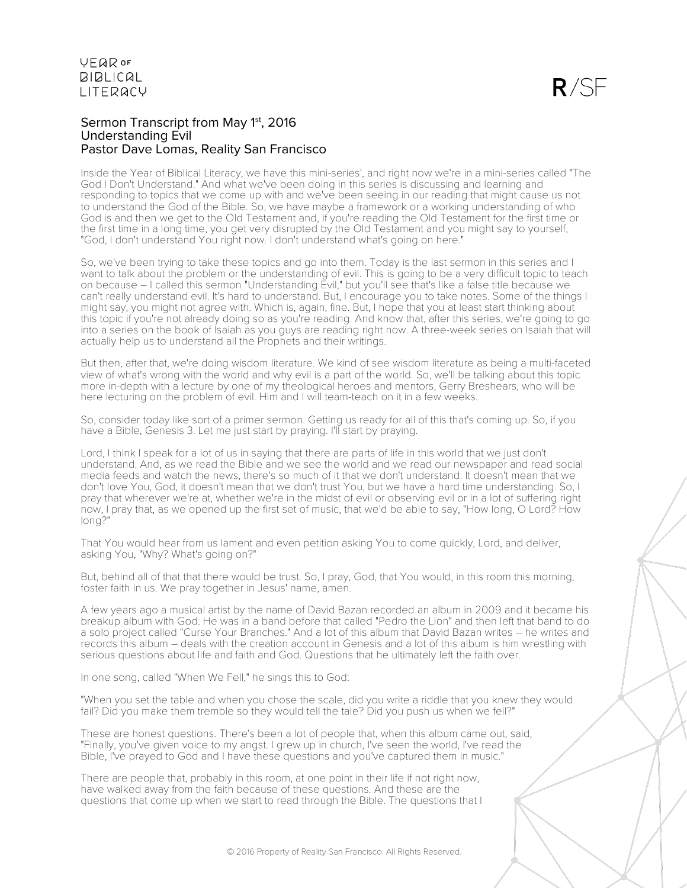# Sermon Transcript from May 1st, 2016
## Understanding Evil
## Pastor Dave Lomas, Reality San Francisco

Inside the Year of Biblical Literacy, we have this mini-series', and right now we're in a mini-series called "The God I Don't Understand." And what we've been doing in this series is discussing and learning and responding to topics that we come up with and we've been seeing in our reading that might cause us not to understand the God of the Bible. So, we have maybe a framework or a working understanding of who God is and then we get to the Old Testament and, if you're reading the Old Testament for the first time or the first time in a long time, you get very disrupted by the Old Testament and you might say to yourself, "God, I don't understand You right now. I don't understand what's going on here."

So, we've been trying to take these topics and go into them. Today is the last sermon in this series and I want to talk about the problem or the understanding of evil. This is going to be a very difficult topic to teach on because – I called this sermon "Understanding Evil," but you'll see that's like a false title because we can't really understand evil. It's hard to understand. But, I encourage you to take notes. Some of the things I might say, you might not agree with. Which is, again, fine. But, I hope that you at least start thinking about this topic if you're not already doing so as you're reading. And know that, after this series, we're going to go into a series on the book of Isaiah as you guys are reading right now. A three-week series on Isaiah that will actually help us to understand all the Prophets and their writings.

But then, after that, we're doing wisdom literature. We kind of see wisdom literature as being a multi-faceted view of what's wrong with the world and why evil is a part of the world. So, we'll be talking about this topic more in-depth with a lecture by one of my theological heroes and mentors, Gerry Breshears, who will be here lecturing on the problem of evil. Him and I will team-teach on it in a few weeks.

So, consider today like sort of a primer sermon. Getting us ready for all of this that's coming up. So, if you have a Bible, Genesis 3. Let me just start by praying. I'll start by praying.

Lord, I think I speak for a lot of us in saying that there are parts of life in this world that we just don't understand. And, as we read the Bible and we see the world and we read our newspaper and read social media feeds and watch the news, there's so much of it that we don't understand. It doesn't mean that we don't love You, God, it doesn't mean that we don't trust You, but we have a hard time understanding. So, I pray that wherever we're at, whether we're in the midst of evil or observing evil or in a lot of suffering right now, I pray that, as we opened up the first set of music, that we'd be able to say, "How long, O Lord? How long?"

That You would hear from us lament and even petition asking You to come quickly, Lord, and deliver, asking You, "Why? What's going on?"

But, behind all of that that there would be trust. So, I pray, God, that You would, in this room this morning, foster faith in us. We pray together in Jesus' name, amen.

A few years ago a musical artist by the name of David Bazan recorded an album in 2009 and it became his breakup album with God. He was in a band before that called "Pedro the Lion" and then left that band to do a solo project called "Curse Your Branches." And a lot of this album that David Bazan writes – he writes and records this album – deals with the creation account in Genesis and a lot of this album is him wrestling with serious questions about life and faith and God. Questions that he ultimately left the faith over.

In one song, called "When We Fell," he sings this to God:

"When you set the table and when you chose the scale, did you write a riddle that you knew they would fail? Did you make them tremble so they would tell the tale? Did you push us when we fell?"

These are honest questions. There's been a lot of people that, when this album came out, said, "Finally, you've given voice to my angst. I grew up in church, I've seen the world, I've read the Bible, I've prayed to God and I have these questions and you've captured them in music."

There are people that, probably in this room, at one point in their life if not right now, have walked away from the faith because of these questions. And these are the questions that come up when we start to read through the Bible. The questions that I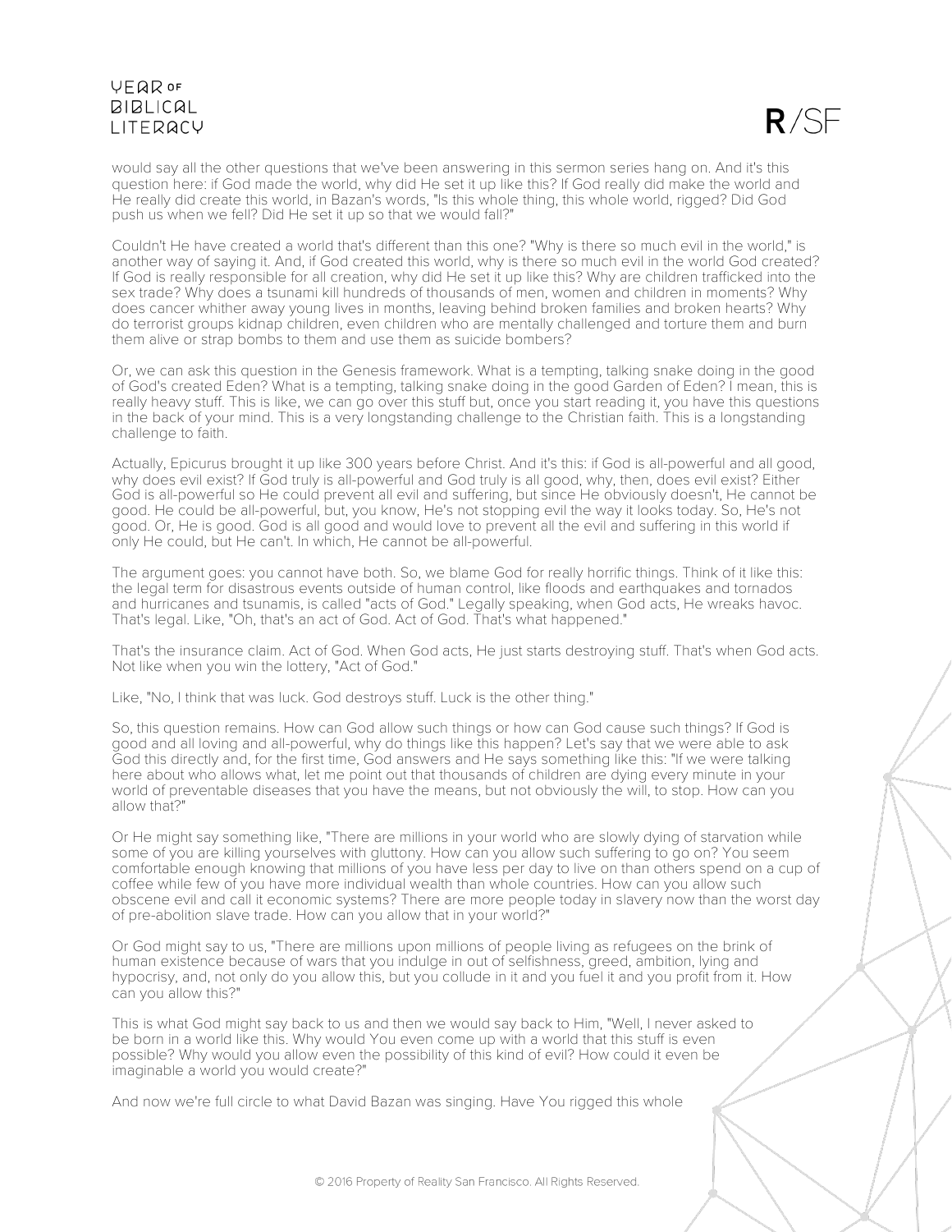would say all the other questions that we've been answering in this sermon series hang on. And it's this question here: if God made the world, why did He set it up like this? If God really did make the world and He really did create this world, in Bazan's words, "Is this whole thing, this whole world, rigged? Did God push us when we fell? Did He set it up so that we would fall?"

Couldn't He have created a world that's different than this one? "Why is there so much evil in the world," is another way of saying it. And, if God created this world, why is there so much evil in the world God created? If God is really responsible for all creation, why did He set it up like this? Why are children trafficked into the sex trade? Why does a tsunami kill hundreds of thousands of men, women and children in moments? Why does cancer whither away young lives in months, leaving behind broken families and broken hearts? Why do terrorist groups kidnap children, even children who are mentally challenged and torture them and burn them alive or strap bombs to them and use them as suicide bombers?

Or, we can ask this question in the Genesis framework. What is a tempting, talking snake doing in the good of God's created Eden? What is a tempting, talking snake doing in the good Garden of Eden? I mean, this is really heavy stuff. This is like, we can go over this stuff but, once you start reading it, you have this questions in the back of your mind. This is a very longstanding challenge to the Christian faith. This is a longstanding challenge to faith.

Actually, Epicurus brought it up like 300 years before Christ. And it's this: if God is all-powerful and all good, why does evil exist? If God truly is all-powerful and God truly is all good, why, then, does evil exist? Either God is all-powerful so He could prevent all evil and suffering, but since He obviously doesn't, He cannot be good. He could be all-powerful, but, you know, He's not stopping evil the way it looks today. So, He's not good. Or, He is good. God is all good and would love to prevent all the evil and suffering in this world if only He could, but He can't. In which, He cannot be all-powerful.

The argument goes: you cannot have both. So, we blame God for really horrific things. Think of it like this: the legal term for disastrous events outside of human control, like floods and earthquakes and tornados and hurricanes and tsunamis, is called "acts of God." Legally speaking, when God acts, He wreaks havoc. That's legal. Like, "Oh, that's an act of God. Act of God. That's what happened."

That's the insurance claim. Act of God. When God acts, He just starts destroying stuff. That's when God acts. Not like when you win the lottery, "Act of God."

Like, "No, I think that was luck. God destroys stuff. Luck is the other thing."

So, this question remains. How can God allow such things or how can God cause such things? If God is good and all loving and all-powerful, why do things like this happen? Let's say that we were able to ask God this directly and, for the first time, God answers and He says something like this: "If we were talking here about who allows what, let me point out that thousands of children are dying every minute in your world of preventable diseases that you have the means, but not obviously the will, to stop. How can you allow that?"

Or He might say something like, "There are millions in your world who are slowly dying of starvation while some of you are killing yourselves with gluttony. How can you allow such suffering to go on? You seem comfortable enough knowing that millions of you have less per day to live on than others spend on a cup of coffee while few of you have more individual wealth than whole countries. How can you allow such obscene evil and call it economic systems? There are more people today in slavery now than the worst day of pre-abolition slave trade. How can you allow that in your world?"

Or God might say to us, "There are millions upon millions of people living as refugees on the brink of human existence because of wars that you indulge in out of selfishness, greed, ambition, lying and hypocrisy, and, not only do you allow this, but you collude in it and you fuel it and you profit from it. How can you allow this?"

This is what God might say back to us and then we would say back to Him, "Well, I never asked to be born in a world like this. Why would You even come up with a world that this stuff is even possible? Why would you allow even the possibility of this kind of evil? How could it even be imaginable a world you would create?"

And now we're full circle to what David Bazan was singing. Have You rigged this whole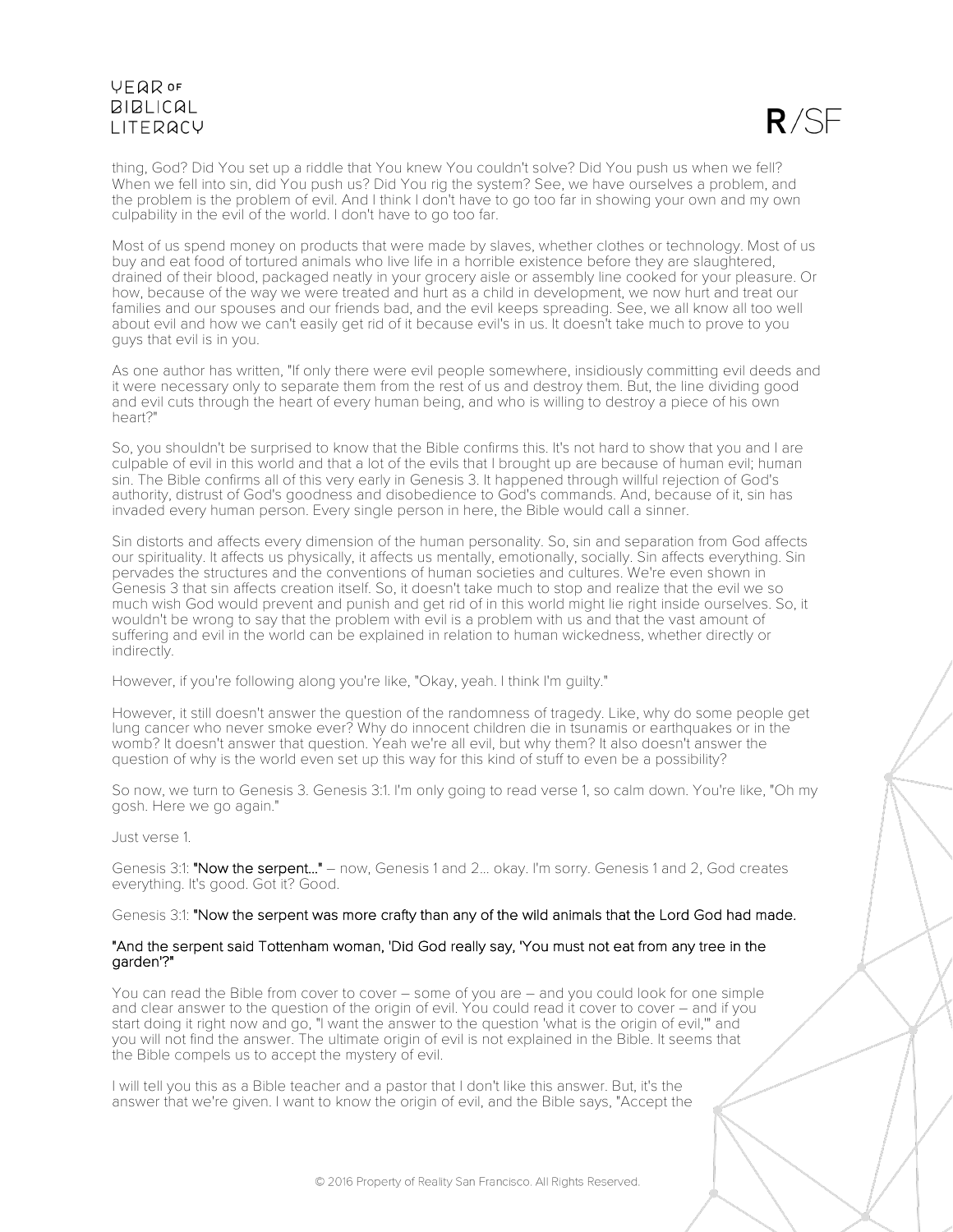thing, God? Did You set up a riddle that You knew You couldn't solve? Did You push us when we fell? When we fell into sin, did You push us? Did You rig the system? See, we have ourselves a problem, and the problem is the problem of evil. And I think I don't have to go too far in showing your own and my own culpability in the evil of the world. I don't have to go too far.

Most of us spend money on products that were made by slaves, whether clothes or technology. Most of us buy and eat food of tortured animals who live life in a horrible existence before they are slaughtered, drained of their blood, packaged neatly in your grocery aisle or assembly line cooked for your pleasure. Or how, because of the way we were treated and hurt as a child in development, we now hurt and treat our families and our spouses and our friends bad, and the evil keeps spreading. See, we all know all too well about evil and how we can't easily get rid of it because evil's in us. It doesn't take much to prove to you guys that evil is in you.

As one author has written, "If only there were evil people somewhere, insidiously committing evil deeds and it were necessary only to separate them from the rest of us and destroy them. But, the line dividing good and evil cuts through the heart of every human being, and who is willing to destroy a piece of his own heart?"

So, you shouldn't be surprised to know that the Bible confirms this. It's not hard to show that you and I are culpable of evil in this world and that a lot of the evils that I brought up are because of human evil; human sin. The Bible confirms all of this very early in Genesis 3. It happened through willful rejection of God's authority, distrust of God's goodness and disobedience to God's commands. And, because of it, sin has invaded every human person. Every single person in here, the Bible would call a sinner.

Sin distorts and affects every dimension of the human personality. So, sin and separation from God affects our spirituality. It affects us physically, it affects us mentally, emotionally, socially. Sin affects everything. Sin pervades the structures and the conventions of human societies and cultures. We're even shown in Genesis 3 that sin affects creation itself. So, it doesn't take much to stop and realize that the evil we so much wish God would prevent and punish and get rid of in this world might lie right inside ourselves. So, it wouldn't be wrong to say that the problem with evil is a problem with us and that the vast amount of suffering and evil in the world can be explained in relation to human wickedness, whether directly or indirectly.

However, if you're following along you're like, "Okay, yeah. I think I'm guilty."

However, it still doesn't answer the question of the randomness of tragedy. Like, why do some people get lung cancer who never smoke ever? Why do innocent children die in tsunamis or earthquakes or in the womb? It doesn't answer that question. Yeah we're all evil, but why them? It also doesn't answer the question of why is the world even set up this way for this kind of stuff to even be a possibility?

So now, we turn to Genesis 3. Genesis 3:1. I'm only going to read verse 1, so calm down. You're like, "Oh my gosh. Here we go again."

Just verse 1.

Genesis 3:1: **"Now the serpent..."** – now, Genesis 1 and 2... okay. I'm sorry. Genesis 1 and 2, God creates everything. It's good. Got it? Good.

Genesis 3:1: **"Now the serpent was more crafty than any of the wild animals that the Lord God had made.**

**"And the serpent said Tottenham woman, 'Did God really say, 'You must not eat from any tree in the garden'?"**

You can read the Bible from cover to cover – some of you are – and you could look for one simple and clear answer to the question of the origin of evil. You could read it cover to cover – and if you start doing it right now and go, "I want the answer to the question 'what is the origin of evil,'" and you will not find the answer. The ultimate origin of evil is not explained in the Bible. It seems that the Bible compels us to accept the mystery of evil.

I will tell you this as a Bible teacher and a pastor that I don't like this answer. But, it's the answer that we're given. I want to know the origin of evil, and the Bible says, "Accept the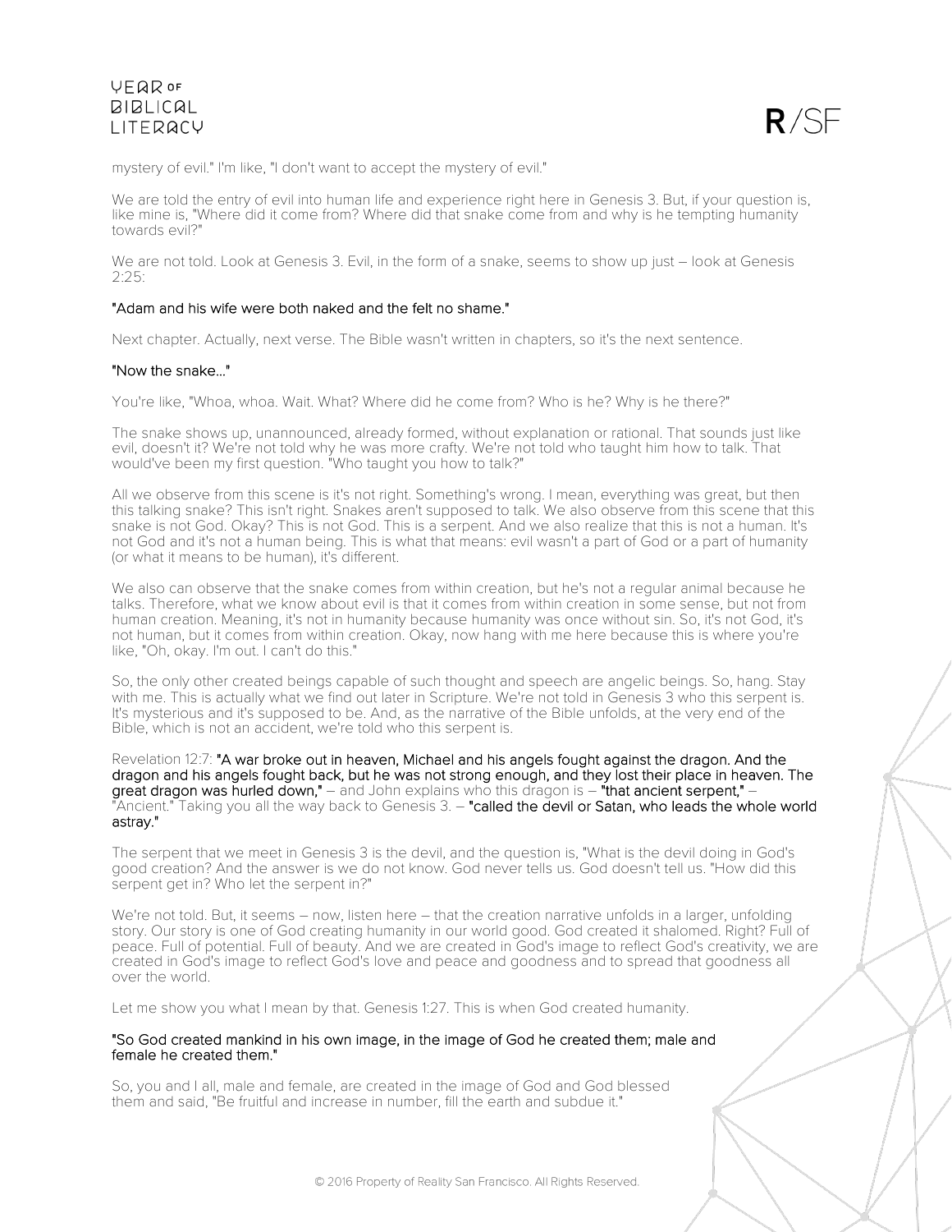mystery of evil." I'm like, "I don't want to accept the mystery of evil."

We are told the entry of evil into human life and experience right here in Genesis 3. But, if your question is, like mine is, "Where did it come from? Where did that snake come from and why is he tempting humanity towards evil?"

We are not told. Look at Genesis 3. Evil, in the form of a snake, seems to show up just – look at Genesis 2:25:

**"Adam and his wife were both naked and the felt no shame."**

Next chapter. Actually, next verse. The Bible wasn't written in chapters, so it's the next sentence.

**"Now the snake..."**

You're like, "Whoa, whoa. Wait. What? Where did he come from? Who is he? Why is he there?"

The snake shows up, unannounced, already formed, without explanation or rational. That sounds just like evil, doesn't it? We're not told why he was more crafty. We're not told who taught him how to talk. That would've been my first question. "Who taught you how to talk?"

All we observe from this scene is it's not right. Something's wrong. I mean, everything was great, but then this talking snake? This isn't right. Snakes aren't supposed to talk. We also observe from this scene that this snake is not God. Okay? This is not God. This is a serpent. And we also realize that this is not a human. It's not God and it's not a human being. This is what that means: evil wasn't a part of God or a part of humanity (or what it means to be human), it's different.

We also can observe that the snake comes from within creation, but he's not a regular animal because he talks. Therefore, what we know about evil is that it comes from within creation in some sense, but not from human creation. Meaning, it's not in humanity because humanity was once without sin. So, it's not God, it's not human, but it comes from within creation. Okay, now hang with me here because this is where you're like, "Oh, okay. I'm out. I can't do this."

So, the only other created beings capable of such thought and speech are angelic beings. So, hang. Stay with me. This is actually what we find out later in Scripture. We're not told in Genesis 3 who this serpent is. It's mysterious and it's supposed to be. And, as the narrative of the Bible unfolds, at the very end of the Bible, which is not an accident, we're told who this serpent is.

Revelation 12:7: **"A war broke out in heaven, Michael and his angels fought against the dragon. And the dragon and his angels fought back, but he was not strong enough, and they lost their place in heaven. The great dragon was hurled down,"** – and John explains who this dragon is – **"that ancient serpent,"** – "Ancient." Taking you all the way back to Genesis 3. – **"called the devil or Satan, who leads the whole world astray."**

The serpent that we meet in Genesis 3 is the devil, and the question is, "What is the devil doing in God's good creation? And the answer is we do not know. God never tells us. God doesn't tell us. "How did this serpent get in? Who let the serpent in?"

We're not told. But, it seems – now, listen here – that the creation narrative unfolds in a larger, unfolding story. Our story is one of God creating humanity in our world good. God created it shalomed. Right? Full of peace. Full of potential. Full of beauty. And we are created in God's image to reflect God's creativity, we are created in God's image to reflect God's love and peace and goodness and to spread that goodness all over the world.

Let me show you what I mean by that. Genesis 1:27. This is when God created humanity.

**"So God created mankind in his own image, in the image of God he created them; male and female he created them."**

So, you and I all, male and female, are created in the image of God and God blessed them and said, "Be fruitful and increase in number, fill the earth and subdue it."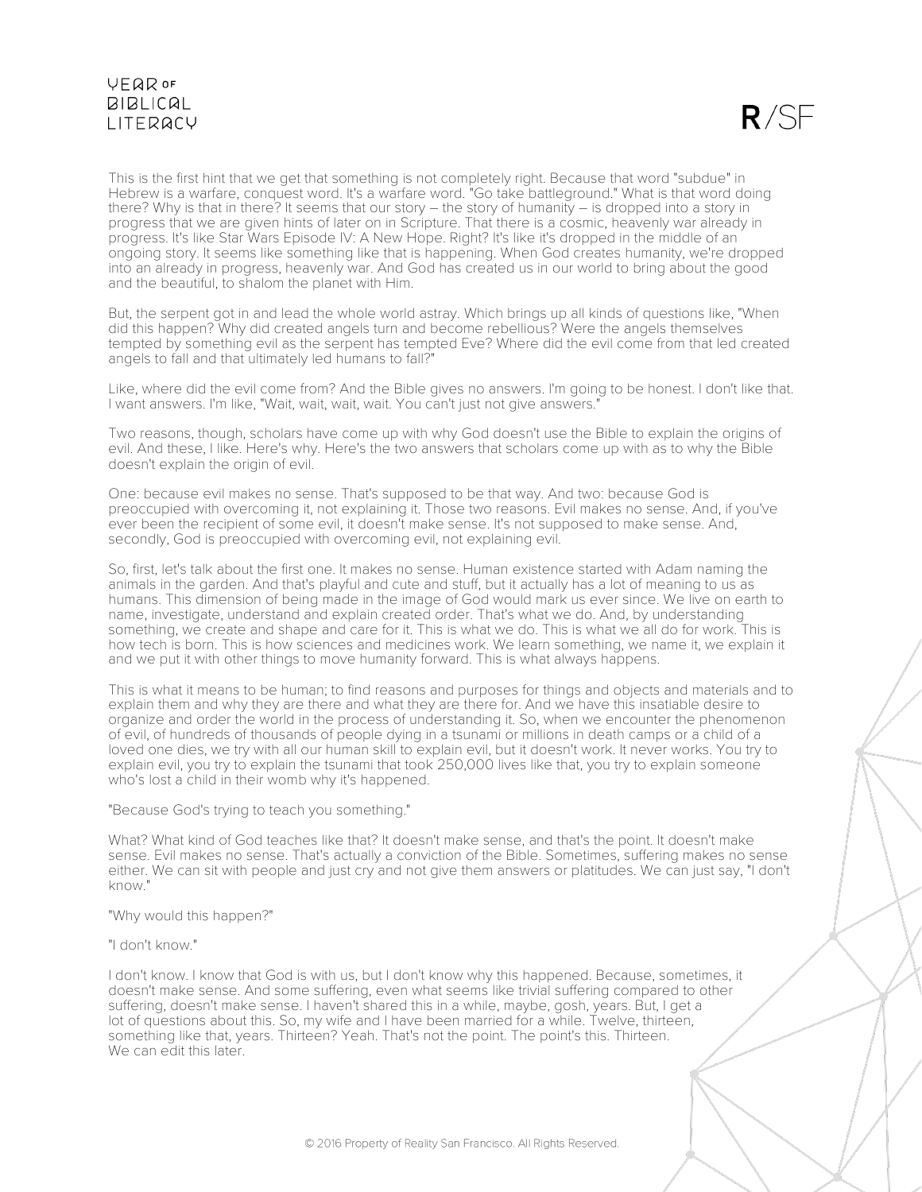This is the first hint that we get that something is not completely right. Because that word "subdue" in Hebrew is a warfare, conquest word. It's a warfare word. "Go take battleground." What is that word doing there? Why is that in there? It seems that our story – the story of humanity – is dropped into a story in progress that we are given hints of later on in Scripture. That there is a cosmic, heavenly war already in progress. It's like Star Wars Episode IV: A New Hope. Right? It's like it's dropped in the middle of an ongoing story. It seems like something like that is happening. When God creates humanity, we're dropped into an already in progress, heavenly war. And God has created us in our world to bring about the good and the beautiful, to shalom the planet with Him.

But, the serpent got in and lead the whole world astray. Which brings up all kinds of questions like, "When did this happen? Why did created angels turn and become rebellious? Were the angels themselves tempted by something evil as the serpent has tempted Eve? Where did the evil come from that led created angels to fall and that ultimately led humans to fall?"

Like, where did the evil come from? And the Bible gives no answers. I'm going to be honest. I don't like that. I want answers. I'm like, "Wait, wait, wait, wait. You can't just not give answers."

Two reasons, though, scholars have come up with why God doesn't use the Bible to explain the origins of evil. And these, I like. Here's why. Here's the two answers that scholars come up with as to why the Bible doesn't explain the origin of evil.

One: because evil makes no sense. That's supposed to be that way. And two: because God is preoccupied with overcoming it, not explaining it. Those two reasons. Evil makes no sense. And, if you've ever been the recipient of some evil, it doesn't make sense. It's not supposed to make sense. And, secondly, God is preoccupied with overcoming evil, not explaining evil.

So, first, let's talk about the first one. It makes no sense. Human existence started with Adam naming the animals in the garden. And that's playful and cute and stuff, but it actually has a lot of meaning to us as humans. This dimension of being made in the image of God would mark us ever since. We live on earth to name, investigate, understand and explain created order. That's what we do. And, by understanding something, we create and shape and care for it. This is what we do. This is what we all do for work. This is how tech is born. This is how sciences and medicines work. We learn something, we name it, we explain it and we put it with other things to move humanity forward. This is what always happens.

This is what it means to be human; to find reasons and purposes for things and objects and materials and to explain them and why they are there and what they are there for. And we have this insatiable desire to organize and order the world in the process of understanding it. So, when we encounter the phenomenon of evil, of hundreds of thousands of people dying in a tsunami or millions in death camps or a child of a loved one dies, we try with all our human skill to explain evil, but it doesn't work. It never works. You try to explain evil, you try to explain the tsunami that took 250,000 lives like that, you try to explain someone who's lost a child in their womb why it's happened.

"Because God's trying to teach you something."

What? What kind of God teaches like that? It doesn't make sense, and that's the point. It doesn't make sense. Evil makes no sense. That's actually a conviction of the Bible. Sometimes, suffering makes no sense either. We can sit with people and just cry and not give them answers or platitudes. We can just say, "I don't know."

"Why would this happen?"

"I don't know."

I don't know. I know that God is with us, but I don't know why this happened. Because, sometimes, it doesn't make sense. And some suffering, even what seems like trivial suffering compared to other suffering, doesn't make sense. I haven't shared this in a while, maybe, gosh, years. But, I get a lot of questions about this. So, my wife and I have been married for a while. Twelve, thirteen, something like that, years. Thirteen? Yeah. That's not the point. The point's this. Thirteen. We can edit this later.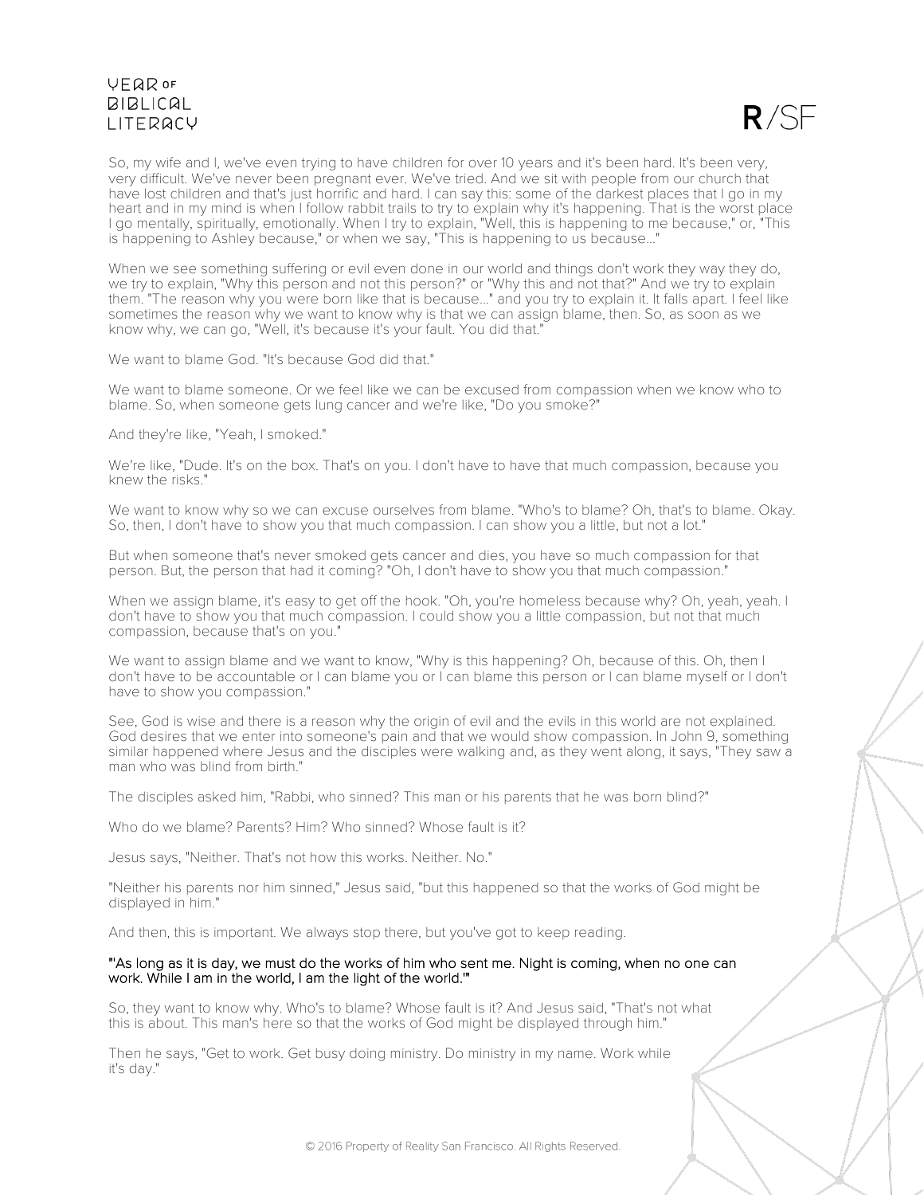So, my wife and I, we've even trying to have children for over 10 years and it's been hard. It's been very, very difficult. We've never been pregnant ever. We've tried. And we sit with people from our church that have lost children and that's just horrific and hard. I can say this: some of the darkest places that I go in my heart and in my mind is when I follow rabbit trails to try to explain why it's happening. That is the worst place I go mentally, spiritually, emotionally. When I try to explain, "Well, this is happening to me because," or, "This is happening to Ashley because," or when we say, "This is happening to us because..."

When we see something suffering or evil even done in our world and things don't work they way they do, we try to explain, "Why this person and not this person?" or "Why this and not that?" And we try to explain them. "The reason why you were born like that is because..." and you try to explain it. It falls apart. I feel like sometimes the reason why we want to know why is that we can assign blame, then. So, as soon as we know why, we can go, "Well, it's because it's your fault. You did that."

We want to blame God. "It's because God did that."

We want to blame someone. Or we feel like we can be excused from compassion when we know who to blame. So, when someone gets lung cancer and we're like, "Do you smoke?"

And they're like, "Yeah, I smoked."

We're like, "Dude. It's on the box. That's on you. I don't have to have that much compassion, because you knew the risks."

We want to know why so we can excuse ourselves from blame. "Who's to blame? Oh, that's to blame. Okay. So, then, I don't have to show you that much compassion. I can show you a little, but not a lot."

But when someone that's never smoked gets cancer and dies, you have so much compassion for that person. But, the person that had it coming? "Oh, I don't have to show you that much compassion."

When we assign blame, it's easy to get off the hook. "Oh, you're homeless because why? Oh, yeah, yeah. I don't have to show you that much compassion. I could show you a little compassion, but not that much compassion, because that's on you."

We want to assign blame and we want to know, "Why is this happening? Oh, because of this. Oh, then I don't have to be accountable or I can blame you or I can blame this person or I can blame myself or I don't have to show you compassion."

See, God is wise and there is a reason why the origin of evil and the evils in this world are not explained. God desires that we enter into someone's pain and that we would show compassion. In John 9, something similar happened where Jesus and the disciples were walking and, as they went along, it says, "They saw a man who was blind from birth."

The disciples asked him, "Rabbi, who sinned? This man or his parents that he was born blind?"

Who do we blame? Parents? Him? Who sinned? Whose fault is it?

Jesus says, "Neither. That's not how this works. Neither. No."

"Neither his parents nor him sinned," Jesus said, "but this happened so that the works of God might be displayed in him."

And then, this is important. We always stop there, but you've got to keep reading.

"'As long as it is day, we must do the works of him who sent me. Night is coming, when no one can work. While I am in the world, I am the light of the world.'"

So, they want to know why. Who's to blame? Whose fault is it? And Jesus said, "That's not what this is about. This man's here so that the works of God might be displayed through him."

Then he says, "Get to work. Get busy doing ministry. Do ministry in my name. Work while it's day."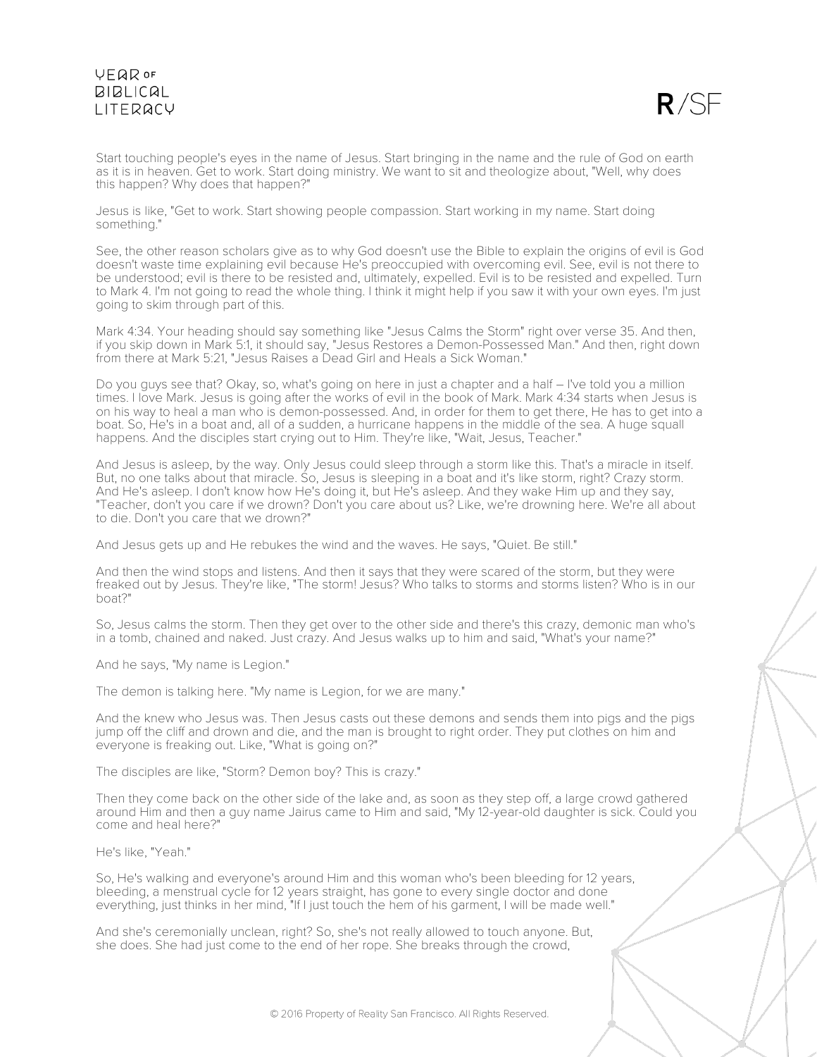Start touching people's eyes in the name of Jesus. Start bringing in the name and the rule of God on earth as it is in heaven. Get to work. Start doing ministry. We want to sit and theologize about, "Well, why does this happen? Why does that happen?"

Jesus is like, "Get to work. Start showing people compassion. Start working in my name. Start doing something."

See, the other reason scholars give as to why God doesn't use the Bible to explain the origins of evil is God doesn't waste time explaining evil because He's preoccupied with overcoming evil. See, evil is not there to be understood; evil is there to be resisted and, ultimately, expelled. Evil is to be resisted and expelled. Turn to Mark 4. I'm not going to read the whole thing. I think it might help if you saw it with your own eyes. I'm just going to skim through part of this.

Mark 4:34. Your heading should say something like "Jesus Calms the Storm" right over verse 35. And then, if you skip down in Mark 5:1, it should say, "Jesus Restores a Demon-Possessed Man." And then, right down from there at Mark 5:21, "Jesus Raises a Dead Girl and Heals a Sick Woman."

Do you guys see that? Okay, so, what's going on here in just a chapter and a half – I've told you a million times. I love Mark. Jesus is going after the works of evil in the book of Mark. Mark 4:34 starts when Jesus is on his way to heal a man who is demon-possessed. And, in order for them to get there, He has to get into a boat. So, He's in a boat and, all of a sudden, a hurricane happens in the middle of the sea. A huge squall happens. And the disciples start crying out to Him. They're like, "Wait, Jesus, Teacher."

And Jesus is asleep, by the way. Only Jesus could sleep through a storm like this. That's a miracle in itself. But, no one talks about that miracle. So, Jesus is sleeping in a boat and it's like storm, right? Crazy storm. And He's asleep. I don't know how He's doing it, but He's asleep. And they wake Him up and they say, "Teacher, don't you care if we drown? Don't you care about us? Like, we're drowning here. We're all about to die. Don't you care that we drown?"

And Jesus gets up and He rebukes the wind and the waves. He says, "Quiet. Be still."

And then the wind stops and listens. And then it says that they were scared of the storm, but they were freaked out by Jesus. They're like, "The storm! Jesus? Who talks to storms and storms listen? Who is in our boat?"

So, Jesus calms the storm. Then they get over to the other side and there's this crazy, demonic man who's in a tomb, chained and naked. Just crazy. And Jesus walks up to him and said, "What's your name?"

And he says, "My name is Legion."

The demon is talking here. "My name is Legion, for we are many."

And the knew who Jesus was. Then Jesus casts out these demons and sends them into pigs and the pigs jump off the cliff and drown and die, and the man is brought to right order. They put clothes on him and everyone is freaking out. Like, "What is going on?"

The disciples are like, "Storm? Demon boy? This is crazy."

Then they come back on the other side of the lake and, as soon as they step off, a large crowd gathered around Him and then a guy name Jairus came to Him and said, "My 12-year-old daughter is sick. Could you come and heal here?"

He's like, "Yeah."

So, He's walking and everyone's around Him and this woman who's been bleeding for 12 years, bleeding, a menstrual cycle for 12 years straight, has gone to every single doctor and done everything, just thinks in her mind, "If I just touch the hem of his garment, I will be made well."

And she's ceremonially unclean, right? So, she's not really allowed to touch anyone. But, she does. She had just come to the end of her rope. She breaks through the crowd,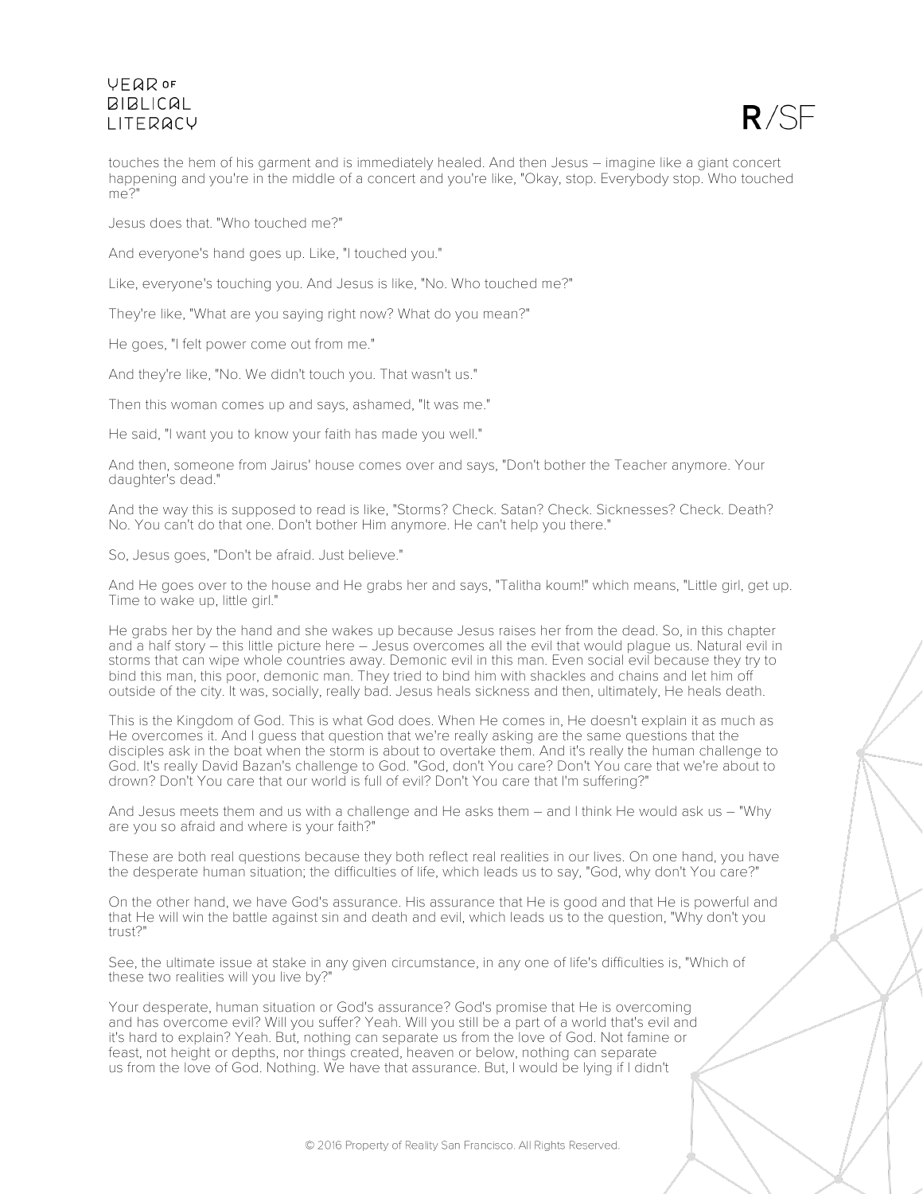touches the hem of his garment and is immediately healed. And then Jesus – imagine like a giant concert happening and you're in the middle of a concert and you're like, "Okay, stop. Everybody stop. Who touched me?"

Jesus does that. "Who touched me?"

And everyone's hand goes up. Like, "I touched you."

Like, everyone's touching you. And Jesus is like, "No. Who touched me?"

They're like, "What are you saying right now? What do you mean?"

He goes, "I felt power come out from me."

And they're like, "No. We didn't touch you. That wasn't us."

Then this woman comes up and says, ashamed, "It was me."

He said, "I want you to know your faith has made you well."

And then, someone from Jairus' house comes over and says, "Don't bother the Teacher anymore. Your daughter's dead."

And the way this is supposed to read is like, "Storms? Check. Satan? Check. Sicknesses? Check. Death? No. You can't do that one. Don't bother Him anymore. He can't help you there."

So, Jesus goes, "Don't be afraid. Just believe."

And He goes over to the house and He grabs her and says, "Talitha koum!" which means, "Little girl, get up. Time to wake up, little girl."

He grabs her by the hand and she wakes up because Jesus raises her from the dead. So, in this chapter and a half story – this little picture here – Jesus overcomes all the evil that would plague us. Natural evil in storms that can wipe whole countries away. Demonic evil in this man. Even social evil because they try to bind this man, this poor, demonic man. They tried to bind him with shackles and chains and let him off outside of the city. It was, socially, really bad. Jesus heals sickness and then, ultimately, He heals death.

This is the Kingdom of God. This is what God does. When He comes in, He doesn't explain it as much as He overcomes it. And I guess that question that we're really asking are the same questions that the disciples ask in the boat when the storm is about to overtake them. And it's really the human challenge to God. It's really David Bazan's challenge to God. "God, don't You care? Don't You care that we're about to drown? Don't You care that our world is full of evil? Don't You care that I'm suffering?"

And Jesus meets them and us with a challenge and He asks them – and I think He would ask us – "Why are you so afraid and where is your faith?"

These are both real questions because they both reflect real realities in our lives. On one hand, you have the desperate human situation; the difficulties of life, which leads us to say, "God, why don't You care?"

On the other hand, we have God's assurance. His assurance that He is good and that He is powerful and that He will win the battle against sin and death and evil, which leads us to the question, "Why don't you trust?"

See, the ultimate issue at stake in any given circumstance, in any one of life's difficulties is, "Which of these two realities will you live by?"

Your desperate, human situation or God's assurance? God's promise that He is overcoming and has overcome evil? Will you suffer? Yeah. Will you still be a part of a world that's evil and it's hard to explain? Yeah. But, nothing can separate us from the love of God. Not famine or feast, not height or depths, nor things created, heaven or below, nothing can separate us from the love of God. Nothing. We have that assurance. But, I would be lying if I didn't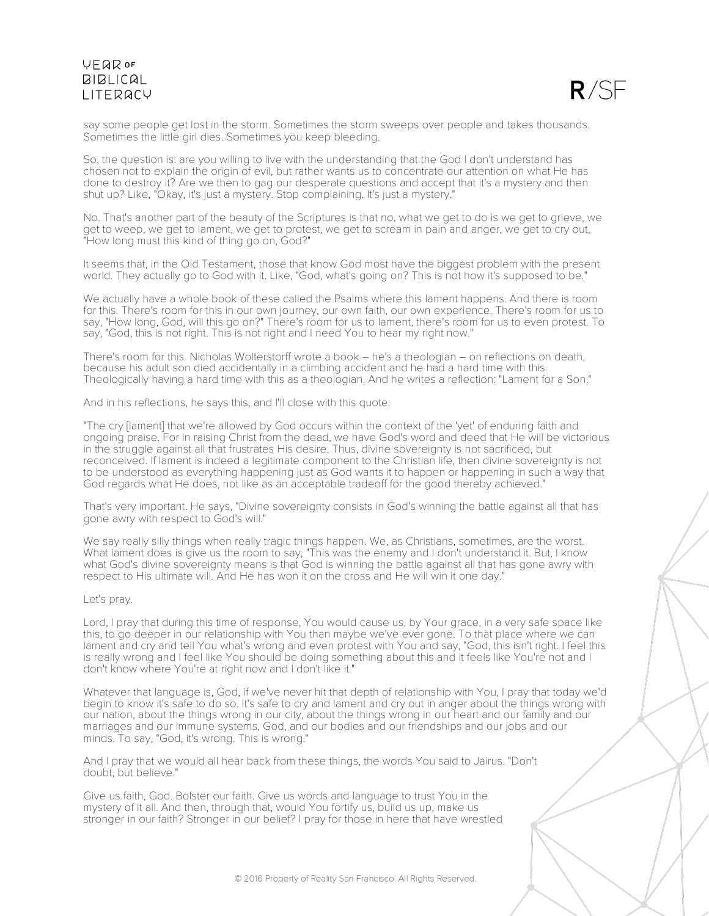say some people get lost in the storm. Sometimes the storm sweeps over people and takes thousands. Sometimes the little girl dies. Sometimes you keep bleeding.

So, the question is: are you willing to live with the understanding that the God I don't understand has chosen not to explain the origin of evil, but rather wants us to concentrate our attention on what He has done to destroy it? Are we then to gag our desperate questions and accept that it's a mystery and then shut up? Like, "Okay, it's just a mystery. Stop complaining. It's just a mystery."

No. That's another part of the beauty of the Scriptures is that no, what we get to do is we get to grieve, we get to weep, we get to lament, we get to protest, we get to scream in pain and anger, we get to cry out, "How long must this kind of thing go on, God?"

It seems that, in the Old Testament, those that know God most have the biggest problem with the present world. They actually go to God with it. Like, "God, what's going on? This is not how it's supposed to be."

We actually have a whole book of these called the Psalms where this lament happens. And there is room for this. There's room for this in our own journey, our own faith, our own experience. There's room for us to say, "How long, God, will this go on?" There's room for us to lament, there's room for us to even protest. To say, "God, this is not right. This is not right and I need You to hear my right now."

There's room for this. Nicholas Wolterstorff wrote a book – he's a theologian – on reflections on death, because his adult son died accidentally in a climbing accident and he had a hard time with this. Theologically having a hard time with this as a theologian. And he writes a reflection: "Lament for a Son."

And in his reflections, he says this, and I'll close with this quote:

"The cry [lament] that we're allowed by God occurs within the context of the 'yet' of enduring faith and ongoing praise. For in raising Christ from the dead, we have God's word and deed that He will be victorious in the struggle against all that frustrates His desire. Thus, divine sovereignty is not sacrificed, but reconceived. If lament is indeed a legitimate component to the Christian life, then divine sovereignty is not to be understood as everything happening just as God wants it to happen or happening in such a way that God regards what He does, not like as an acceptable tradeoff for the good thereby achieved."

That's very important. He says, "Divine sovereignty consists in God's winning the battle against all that has gone awry with respect to God's will."

We say really silly things when really tragic things happen. We, as Christians, sometimes, are the worst. What lament does is give us the room to say, "This was the enemy and I don't understand it. But, I know what God's divine sovereignty means is that God is winning the battle against all that has gone awry with respect to His ultimate will. And He has won it on the cross and He will win it one day."

Let's pray.

Lord, I pray that during this time of response, You would cause us, by Your grace, in a very safe space like this, to go deeper in our relationship with You than maybe we've ever gone. To that place where we can lament and cry and tell You what's wrong and even protest with You and say, "God, this isn't right. I feel this is really wrong and I feel like You should be doing something about this and it feels like You're not and I don't know where You're at right now and I don't like it."

Whatever that language is, God, if we've never hit that depth of relationship with You, I pray that today we'd begin to know it's safe to do so. It's safe to cry and lament and cry out in anger about the things wrong with our nation, about the things wrong in our city, about the things wrong in our heart and our family and our marriages and our immune systems, God, and our bodies and our friendships and our jobs and our minds. To say, "God, it's wrong. This is wrong."

And I pray that we would all hear back from these things, the words You said to Jairus. "Don't doubt, but believe."

Give us faith, God. Bolster our faith. Give us words and language to trust You in the mystery of it all. And then, through that, would You fortify us, build us up, make us stronger in our faith? Stronger in our belief? I pray for those in here that have wrestled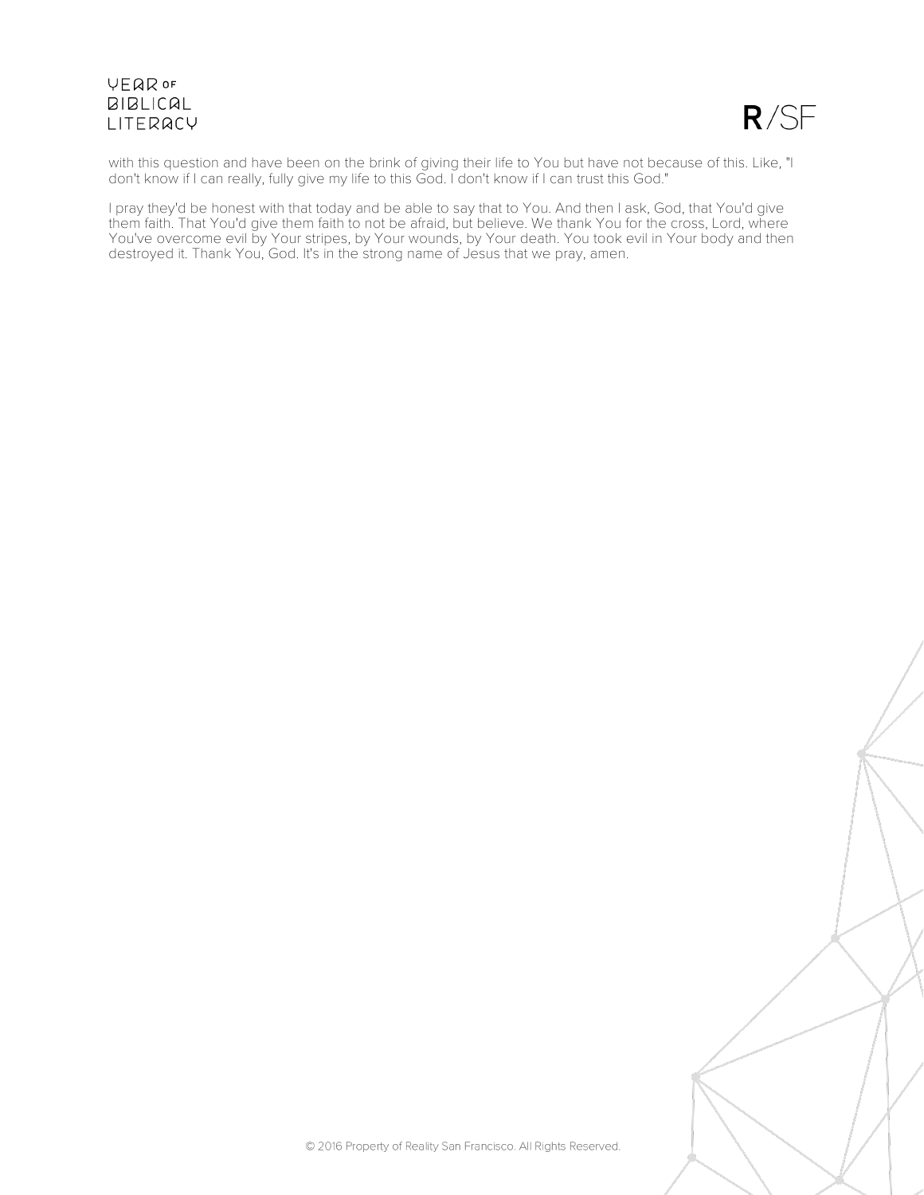with this question and have been on the brink of giving their life to You but have not because of this. Like, "I don't know if I can really, fully give my life to this God. I don't know if I can trust this God."

I pray they'd be honest with that today and be able to say that to You. And then I ask, God, that You'd give them faith. That You'd give them faith to not be afraid, but believe. We thank You for the cross, Lord, where You've overcome evil by Your stripes, by Your wounds, by Your death. You took evil in Your body and then destroyed it. Thank You, God. It's in the strong name of Jesus that we pray, amen.